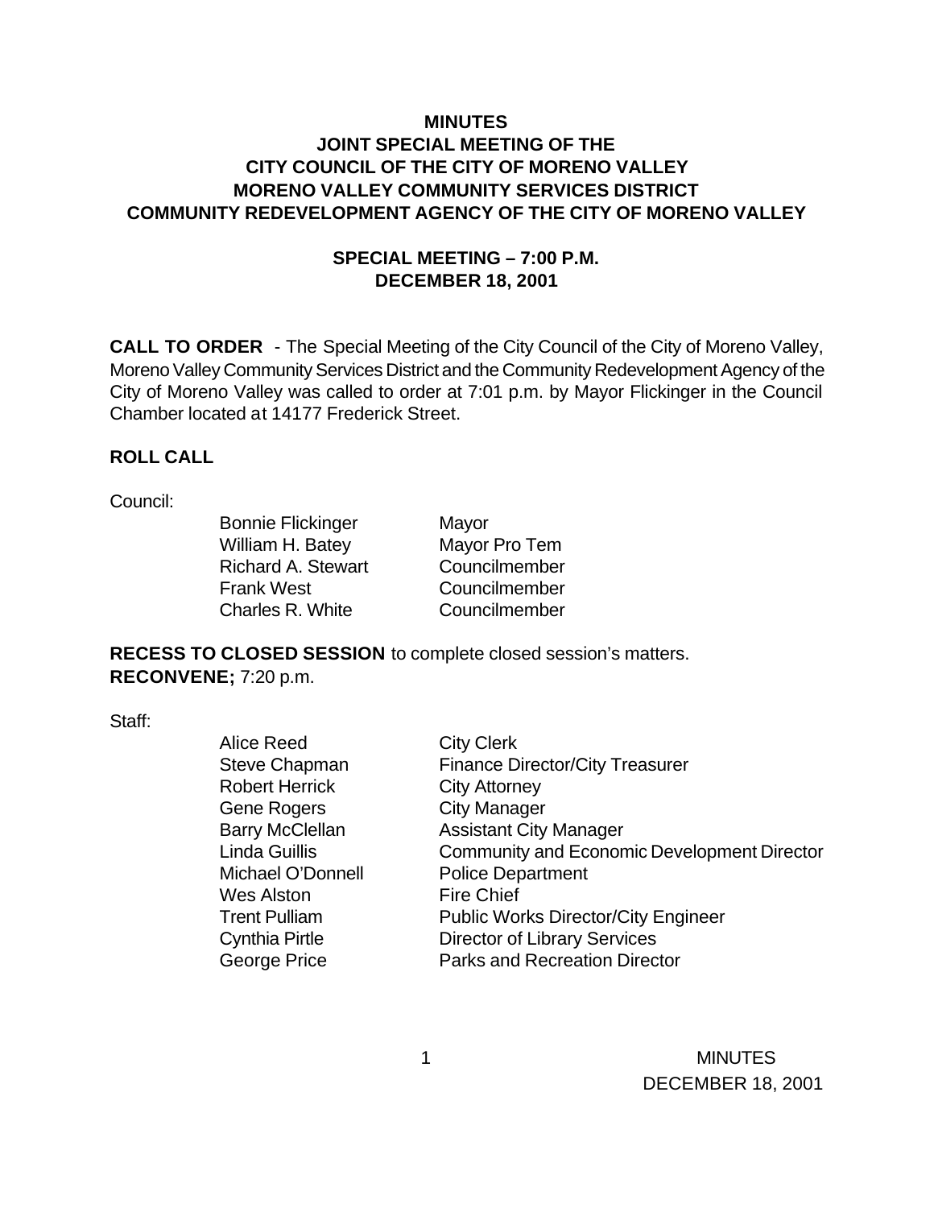# MINUTES
## JOINT SPECIAL MEETING OF THE CITY COUNCIL OF THE CITY OF MORENO VALLEY MORENO VALLEY COMMUNITY SERVICES DISTRICT COMMUNITY REDEVELOPMENT AGENCY OF THE CITY OF MORENO VALLEY

### SPECIAL MEETING – 7:00 P.M.
### DECEMBER 18, 2001

**CALL TO ORDER** - The Special Meeting of the City Council of the City of Moreno Valley, Moreno Valley Community Services District and the Community Redevelopment Agency of the City of Moreno Valley was called to order at 7:01 p.m. by Mayor Flickinger in the Council Chamber located at 14177 Frederick Street.

**ROLL CALL**

Council:

| | |
|---|---|
| Bonnie Flickinger | Mayor |
| William H. Batey | Mayor Pro Tem |
| Richard A. Stewart | Councilmember |
| Frank West | Councilmember |
| Charles R. White | Councilmember |

**RECESS TO CLOSED SESSION** to complete closed session's matters.
**RECONVENE;** 7:20 p.m.

Staff:

| | |
|---|---|
| Alice Reed | City Clerk |
| Steve Chapman | Finance Director/City Treasurer |
| Robert Herrick | City Attorney |
| Gene Rogers | City Manager |
| Barry McClellan | Assistant City Manager |
| Linda Guillis | Community and Economic Development Director |
| Michael O'Donnell | Police Department |
| Wes Alston | Fire Chief |
| Trent Pulliam | Public Works Director/City Engineer |
| Cynthia Pirtle | Director of Library Services |
| George Price | Parks and Recreation Director |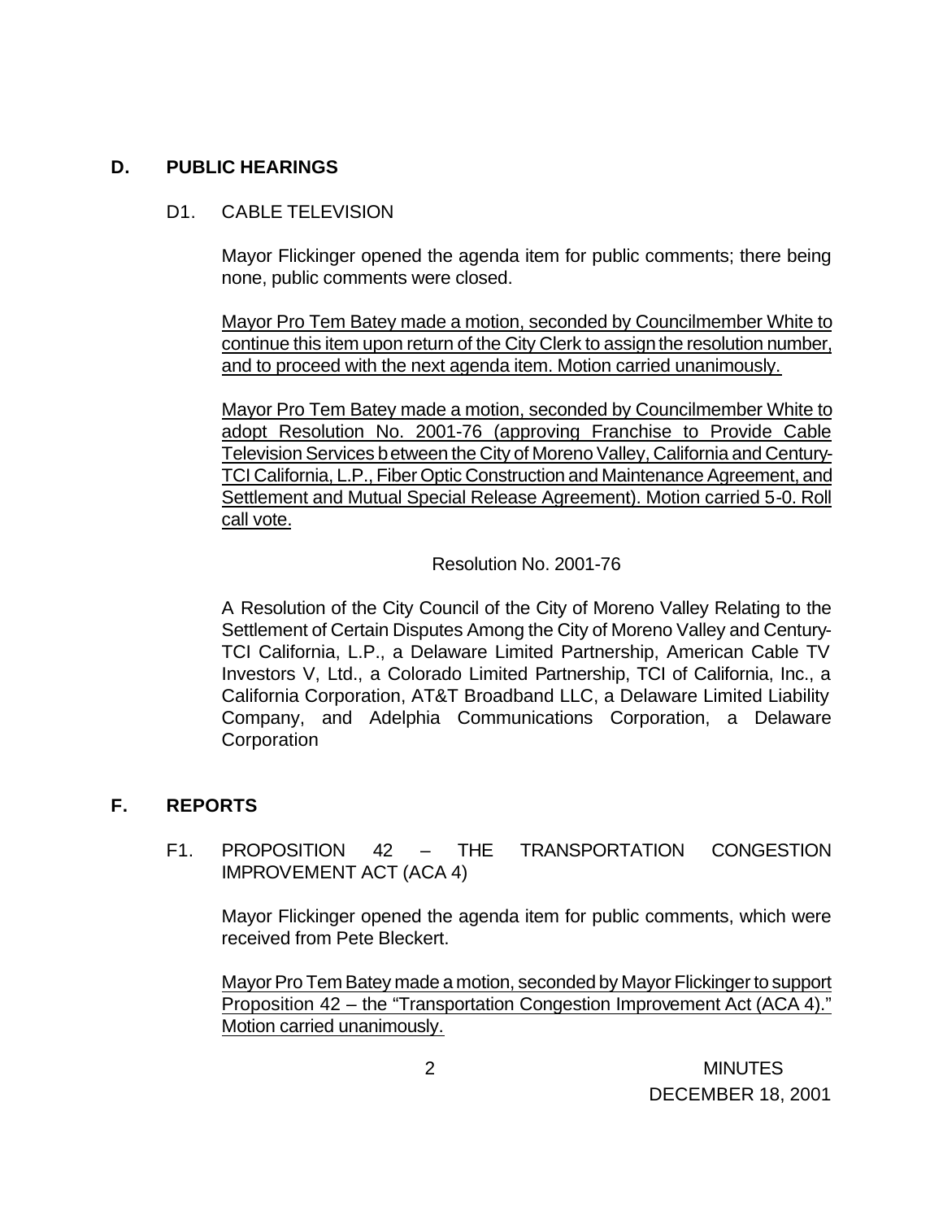## D. PUBLIC HEARINGS

### D1. CABLE TELEVISION

Mayor Flickinger opened the agenda item for public comments; there being none, public comments were closed.

Mayor Pro Tem Batey made a motion, seconded by Councilmember White to continue this item upon return of the City Clerk to assign the resolution number, and to proceed with the next agenda item. Motion carried unanimously.

Mayor Pro Tem Batey made a motion, seconded by Councilmember White to adopt Resolution No. 2001-76 (approving Franchise to Provide Cable Television Services between the City of Moreno Valley, California and Century-TCI California, L.P., Fiber Optic Construction and Maintenance Agreement, and Settlement and Mutual Special Release Agreement). Motion carried 5-0. Roll call vote.

Resolution No. 2001-76

A Resolution of the City Council of the City of Moreno Valley Relating to the Settlement of Certain Disputes Among the City of Moreno Valley and Century-TCI California, L.P., a Delaware Limited Partnership, American Cable TV Investors V, Ltd., a Colorado Limited Partnership, TCI of California, Inc., a California Corporation, AT&T Broadband LLC, a Delaware Limited Liability Company, and Adelphia Communications Corporation, a Delaware Corporation

## F. REPORTS

### F1. PROPOSITION 42 – THE TRANSPORTATION CONGESTION IMPROVEMENT ACT (ACA 4)

Mayor Flickinger opened the agenda item for public comments, which were received from Pete Bleckert.

Mayor Pro Tem Batey made a motion, seconded by Mayor Flickinger to support Proposition 42 – the "Transportation Congestion Improvement Act (ACA 4)." Motion carried unanimously.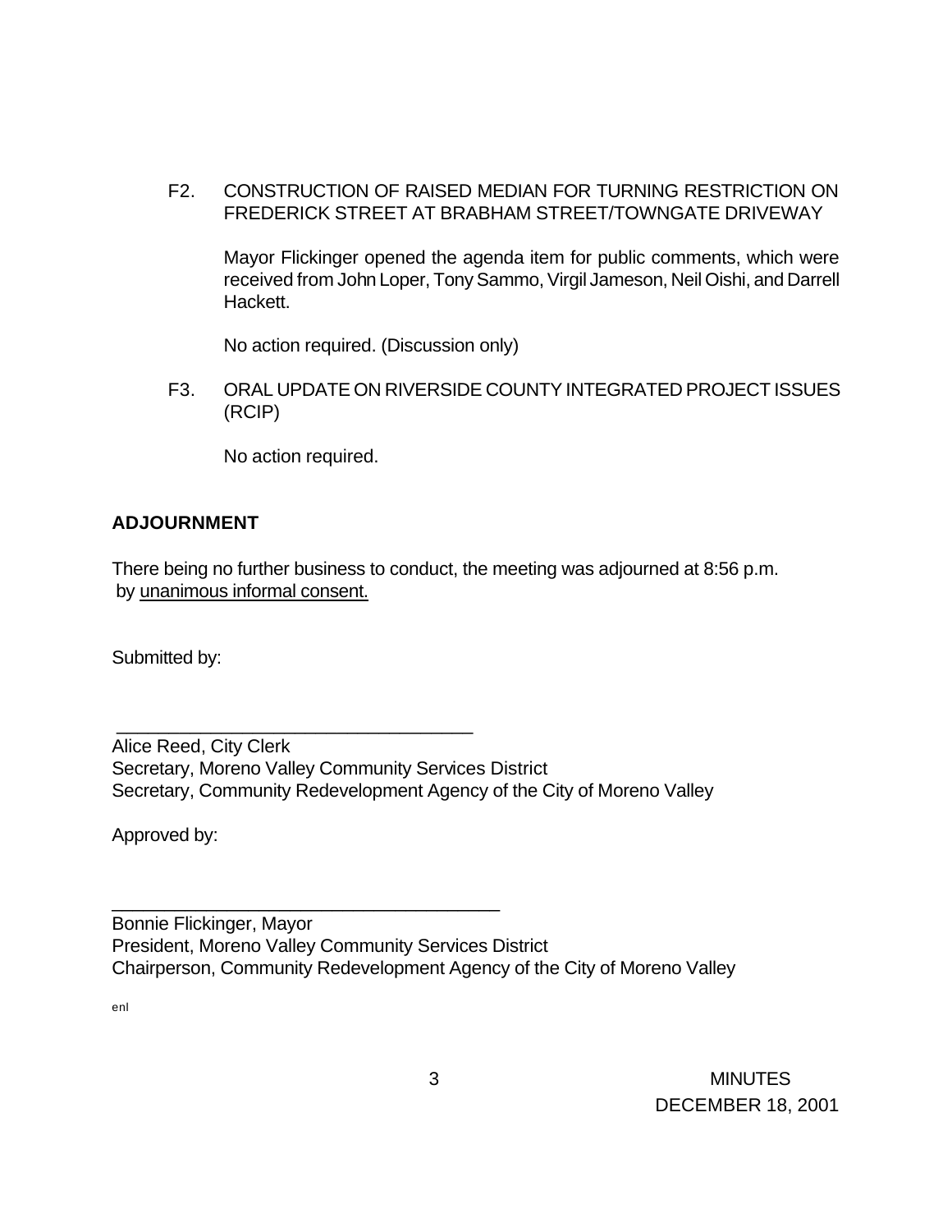F2. CONSTRUCTION OF RAISED MEDIAN FOR TURNING RESTRICTION ON FREDERICK STREET AT BRABHAM STREET/TOWNGATE DRIVEWAY

Mayor Flickinger opened the agenda item for public comments, which were received from John Loper, Tony Sammo, Virgil Jameson, Neil Oishi, and Darrell Hackett.

No action required. (Discussion only)

F3. ORAL UPDATE ON RIVERSIDE COUNTY INTEGRATED PROJECT ISSUES (RCIP)

No action required.

**ADJOURNMENT**

There being no further business to conduct, the meeting was adjourned at 8:56 p.m. by unanimous informal consent.

Submitted by:

\_\_\_\_\_\_\_\_\_\_\_\_\_\_\_\_\_\_\_\_\_\_\_\_\_\_\_\_\_\_\_\_\_\_\_\_

Alice Reed, City Clerk
Secretary, Moreno Valley Community Services District
Secretary, Community Redevelopment Agency of the City of Moreno Valley

Approved by:

\_\_\_\_\_\_\_\_\_\_\_\_\_\_\_\_\_\_\_\_\_\_\_\_\_\_\_\_\_\_\_\_\_\_\_\_\_\_\_

Bonnie Flickinger, Mayor
President, Moreno Valley Community Services District
Chairperson, Community Redevelopment Agency of the City of Moreno Valley

enl

MINUTES
DECEMBER 18, 2001